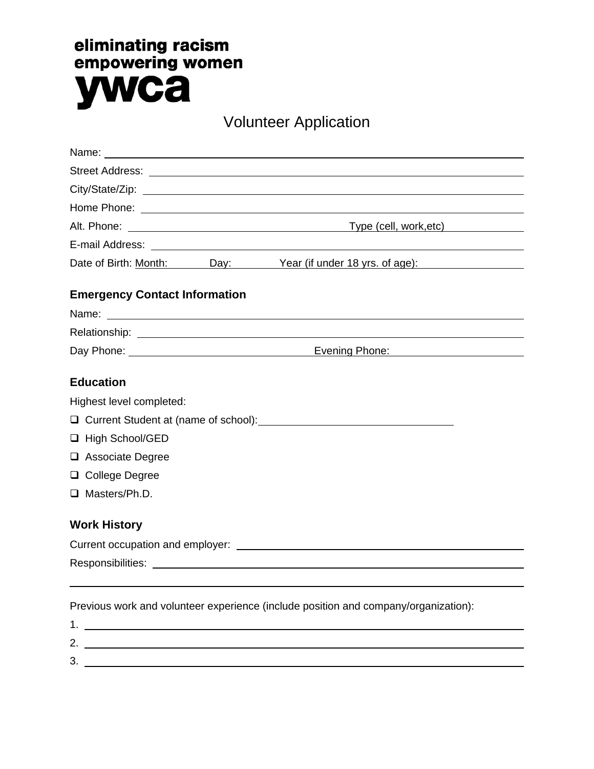eliminating racism
empowering women
ywca

# Volunteer Application

Name: \_\_\_\_\_\_\_\_\_\_\_\_\_\_\_\_\_\_\_\_\_\_\_\_\_\_\_\_\_\_\_\_\_\_\_\_\_\_\_\_

Street Address: \_\_\_\_\_\_\_\_\_\_\_\_\_\_\_\_\_\_\_\_\_\_\_\_\_\_\_\_\_\_\_\_\_\_\_\_

City/State/Zip: \_\_\_\_\_\_\_\_\_\_\_\_\_\_\_\_\_\_\_\_\_\_\_\_\_\_\_\_\_\_\_\_\_\_\_\_

Home Phone: \_\_\_\_\_\_\_\_\_\_\_\_\_\_\_\_\_\_\_\_\_\_\_\_\_\_\_\_\_\_\_\_\_\_\_\_\_

Alt. Phone: \_\_\_\_\_\_\_\_\_\_\_\_\_\_\_\_\_\_\_\_ Type (cell, work,etc) \_\_\_\_\_\_\_\_\_\_

E-mail Address: \_\_\_\_\_\_\_\_\_\_\_\_\_\_\_\_\_\_\_\_\_\_\_\_\_\_\_\_\_\_\_\_\_\_\_

Date of Birth: Month: \_\_\_\_\_ Day: \_\_\_\_\_ Year (if under 18 yrs. of age): \_\_\_\_\_\_\_\_\_\_

### Emergency Contact Information

Name: \_\_\_\_\_\_\_\_\_\_\_\_\_\_\_\_\_\_\_\_\_\_\_\_\_\_\_\_\_\_\_\_\_\_\_\_\_\_\_\_

Relationship: \_\_\_\_\_\_\_\_\_\_\_\_\_\_\_\_\_\_\_\_\_\_\_\_\_\_\_\_\_\_\_\_\_\_\_\_\_

Day Phone: \_\_\_\_\_\_\_\_\_\_\_\_\_\_\_\_\_\_\_\_ Evening Phone: \_\_\_\_\_\_\_\_\_\_\_\_\_\_\_

### Education

Highest level completed:

- ☐ Current Student at (name of school): \_\_\_\_\_\_\_\_\_\_\_\_\_\_\_\_\_\_\_\_\_\_
- ☐ High School/GED
- ☐ Associate Degree
- ☐ College Degree
- ☐ Masters/Ph.D.

### Work History

Current occupation and employer: \_\_\_\_\_\_\_\_\_\_\_\_\_\_\_\_\_\_\_\_\_\_\_\_\_\_\_\_

Responsibilities: \_\_\_\_\_\_\_\_\_\_\_\_\_\_\_\_\_\_\_\_\_\_\_\_\_\_\_\_\_\_\_\_\_\_\_\_

\_\_\_\_\_\_\_\_\_\_\_\_\_\_\_\_\_\_\_\_\_\_\_\_\_\_\_\_\_\_\_\_\_\_\_\_\_\_\_\_\_\_\_\_\_\_\_\_\_\_

Previous work and volunteer experience (include position and company/organization):

1. \_\_\_\_\_\_\_\_\_\_\_\_\_\_\_\_\_\_\_\_\_\_\_\_\_\_\_\_\_\_\_\_\_\_\_\_\_\_\_\_\_\_\_\_\_\_\_
2. \_\_\_\_\_\_\_\_\_\_\_\_\_\_\_\_\_\_\_\_\_\_\_\_\_\_\_\_\_\_\_\_\_\_\_\_\_\_\_\_\_\_\_\_\_\_\_
3. \_\_\_\_\_\_\_\_\_\_\_\_\_\_\_\_\_\_\_\_\_\_\_\_\_\_\_\_\_\_\_\_\_\_\_\_\_\_\_\_\_\_\_\_\_\_\_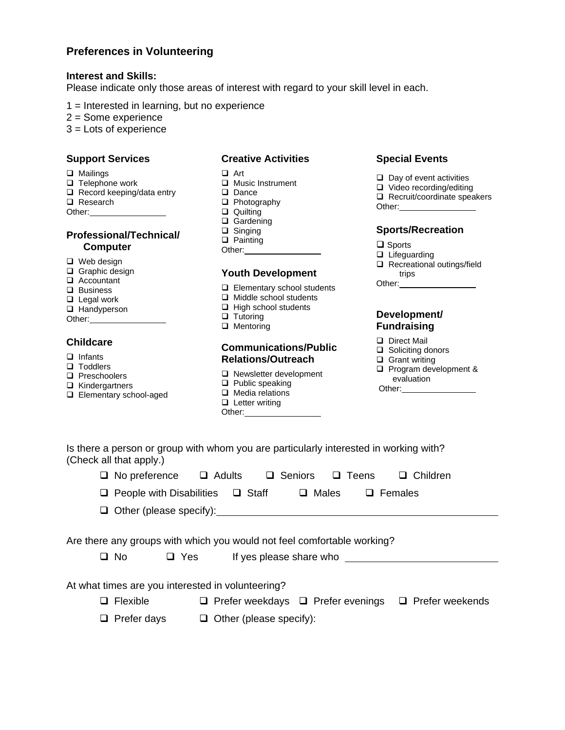## Preferences in Volunteering

**Interest and Skills:**
Please indicate only those areas of interest with regard to your skill level in each.

1 = Interested in learning, but no experience
2 = Some experience
3 = Lots of experience

### Support Services

- ❑ Mailings
- ❑ Telephone work
- ❑ Record keeping/data entry
- ❑ Research

Other:\_\_\_\_\_\_\_\_\_\_\_\_\_\_\_\_

### Professional/Technical/ Computer

- ❑ Web design
- ❑ Graphic design
- ❑ Accountant
- ❑ Business
- ❑ Legal work
- ❑ Handyperson

Other:\_\_\_\_\_\_\_\_\_\_\_\_\_\_\_\_

### Childcare

- ❑ Infants
- ❑ Toddlers
- ❑ Preschoolers
- ❑ Kindergartners
- ❑ Elementary school-aged

### Creative Activities

- ❑ Art
- ❑ Music Instrument
- ❑ Dance
- ❑ Photography
- ❑ Quilting
- ❑ Gardening
- ❑ Singing
- ❑ Painting

Other:\_\_\_\_\_\_\_\_\_\_\_\_\_\_\_\_

### Youth Development

- ❑ Elementary school students
- ❑ Middle school students
- ❑ High school students
- ❑ Tutoring
- ❑ Mentoring

### Communications/Public Relations/Outreach

- ❑ Newsletter development
- ❑ Public speaking
- ❑ Media relations
- ❑ Letter writing

Other:\_\_\_\_\_\_\_\_\_\_\_\_\_\_\_\_

### Special Events

- ❑ Day of event activities
- ❑ Video recording/editing
- ❑ Recruit/coordinate speakers

Other:\_\_\_\_\_\_\_\_\_\_\_\_\_\_\_\_

### Sports/Recreation

- ❑ Sports
- ❑ Lifeguarding
- ❑ Recreational outings/field trips

Other:\_\_\_\_\_\_\_\_\_\_\_\_\_\_\_\_

### Development/ Fundraising

- ❑ Direct Mail
- ❑ Soliciting donors
- ❑ Grant writing
- ❑ Program development & evaluation

Other:\_\_\_\_\_\_\_\_\_\_\_\_\_\_\_\_

Is there a person or group with whom you are particularly interested in working with? (Check all that apply.)

❑ No preference ❑ Adults ❑ Seniors ❑ Teens ❑ Children

❑ People with Disabilities ❑ Staff ❑ Males ❑ Females

❑ Other (please specify):\_\_\_\_\_\_\_\_\_\_\_\_\_\_\_\_\_\_\_\_\_\_\_\_\_\_\_\_\_\_\_\_\_\_\_\_\_\_\_\_\_\_\_\_

Are there any groups with which you would not feel comfortable working?

❑ No ❑ Yes If yes please share who \_\_\_\_\_\_\_\_\_\_\_\_\_\_\_\_\_\_\_\_\_\_\_\_\_\_\_\_

At what times are you interested in volunteering?

❑ Flexible ❑ Prefer weekdays ❑ Prefer evenings ❑ Prefer weekends

❑ Prefer days ❑ Other (please specify):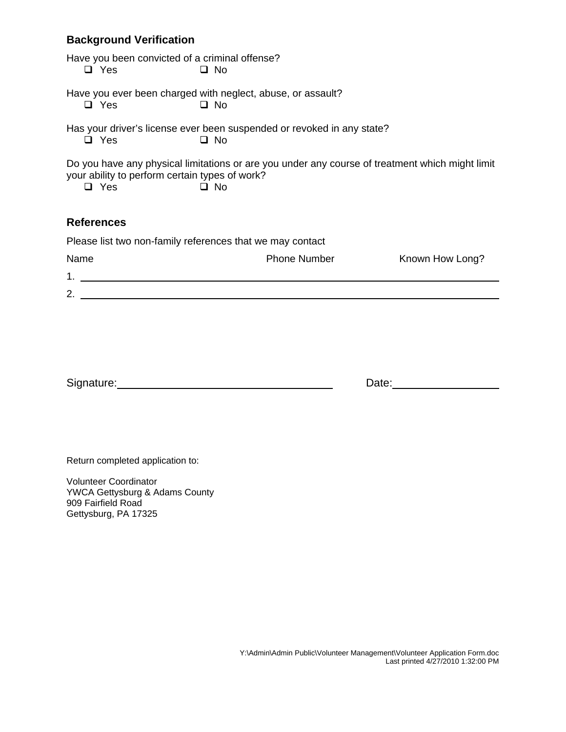## Background Verification

Have you been convicted of a criminal offense?

- ☐ Yes ☐ No

Have you ever been charged with neglect, abuse, or assault?

- ☐ Yes ☐ No

Has your driver's license ever been suspended or revoked in any state?

- ☐ Yes ☐ No

Do you have any physical limitations or are you under any course of treatment which might limit your ability to perform certain types of work?

- ☐ Yes ☐ No

## References

Please list two non-family references that we may contact

| Name | Phone Number | Known How Long? |
|---|---|---|
| 1. | | |
| 2. | | |

Signature:\_\_\_\_\_\_\_\_\_\_\_\_\_\_\_\_\_\_\_\_\_\_\_\_\_\_\_\_\_\_ Date:\_\_\_\_\_\_\_\_\_\_\_\_\_\_\_

Return completed application to:

Volunteer Coordinator
YWCA Gettysburg & Adams County
909 Fairfield Road
Gettysburg, PA 17325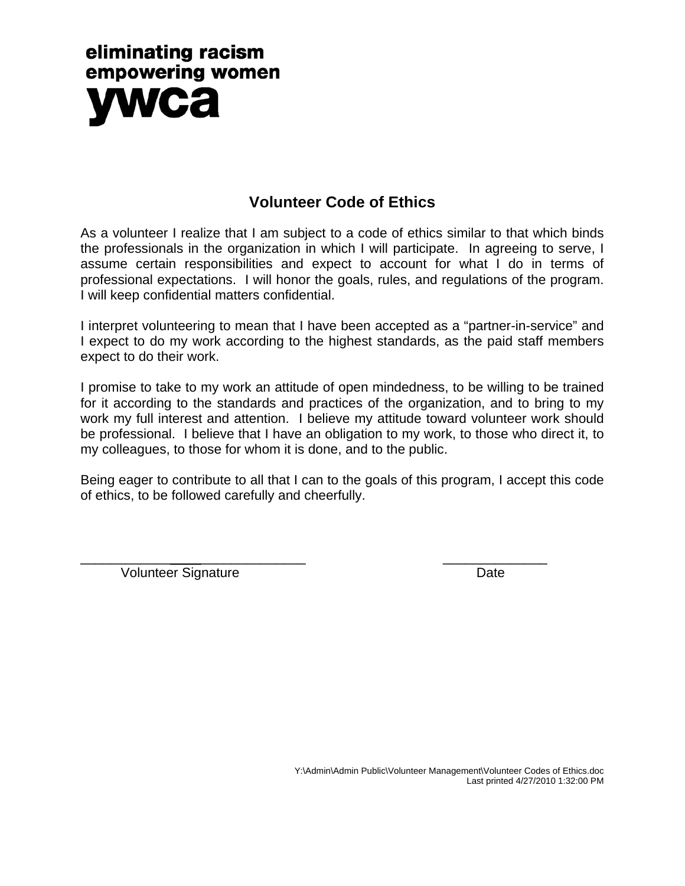eliminating racism
empowering women
**ywca**

# Volunteer Code of Ethics

As a volunteer I realize that I am subject to a code of ethics similar to that which binds the professionals in the organization in which I will participate. In agreeing to serve, I assume certain responsibilities and expect to account for what I do in terms of professional expectations. I will honor the goals, rules, and regulations of the program. I will keep confidential matters confidential.

I interpret volunteering to mean that I have been accepted as a "partner-in-service" and I expect to do my work according to the highest standards, as the paid staff members expect to do their work.

I promise to take to my work an attitude of open mindedness, to be willing to be trained for it according to the standards and practices of the organization, and to bring to my work my full interest and attention. I believe my attitude toward volunteer work should be professional. I believe that I have an obligation to my work, to those who direct it, to my colleagues, to those for whom it is done, and to the public.

Being eager to contribute to all that I can to the goals of this program, I accept this code of ethics, to be followed carefully and cheerfully.

______________________________ Volunteer Signature

______________ Date

Y:\Admin\Admin Public\Volunteer Management\Volunteer Codes of Ethics.doc
Last printed 4/27/2010 1:32:00 PM